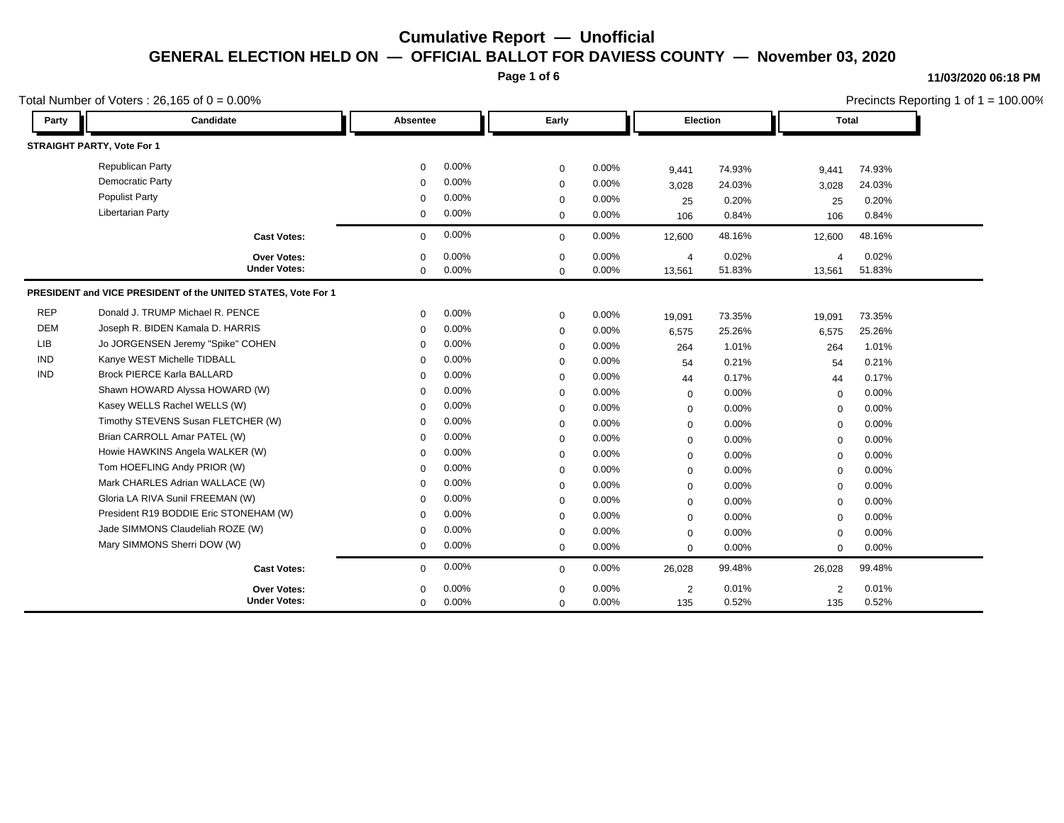# Cumulative Report — Unofficial

## GENERAL ELECTION HELD ON — OFFICIAL BALLOT FOR DAVIESS COUNTY — November 03, 2020

11/03/2020 06:18 PM

Total Number of Voters : 26,165 of 0 = 0.00%

Precincts Reporting 1 of 1 = 100.00%

| Party | Candidate | Absentee | | Early | | Election | | Total | |
|---|---|---|---|---|---|---|---|---|---|
| **STRAIGHT PARTY, Vote For 1** | | | | | | | | | |
| | Republican Party | 0 | 0.00% | 0 | 0.00% | 9,441 | 74.93% | 9,441 | 74.93% |
| | Democratic Party | 0 | 0.00% | 0 | 0.00% | 3,028 | 24.03% | 3,028 | 24.03% |
| | Populist Party | 0 | 0.00% | 0 | 0.00% | 25 | 0.20% | 25 | 0.20% |
| | Libertarian Party | 0 | 0.00% | 0 | 0.00% | 106 | 0.84% | 106 | 0.84% |
| | **Cast Votes:** | 0 | 0.00% | 0 | 0.00% | 12,600 | 48.16% | 12,600 | 48.16% |
| | **Over Votes:** | 0 | 0.00% | 0 | 0.00% | 4 | 0.02% | 4 | 0.02% |
| | **Under Votes:** | 0 | 0.00% | 0 | 0.00% | 13,561 | 51.83% | 13,561 | 51.83% |
| **PRESIDENT and VICE PRESIDENT of the UNITED STATES, Vote For 1** | | | | | | | | | |
| REP | Donald J. TRUMP Michael R. PENCE | 0 | 0.00% | 0 | 0.00% | 19,091 | 73.35% | 19,091 | 73.35% |
| DEM | Joseph R. BIDEN Kamala D. HARRIS | 0 | 0.00% | 0 | 0.00% | 6,575 | 25.26% | 6,575 | 25.26% |
| LIB | Jo JORGENSEN Jeremy "Spike" COHEN | 0 | 0.00% | 0 | 0.00% | 264 | 1.01% | 264 | 1.01% |
| IND | Kanye WEST Michelle TIDBALL | 0 | 0.00% | 0 | 0.00% | 54 | 0.21% | 54 | 0.21% |
| IND | Brock PIERCE Karla BALLARD | 0 | 0.00% | 0 | 0.00% | 44 | 0.17% | 44 | 0.17% |
| | Shawn HOWARD Alyssa HOWARD (W) | 0 | 0.00% | 0 | 0.00% | 0 | 0.00% | 0 | 0.00% |
| | Kasey WELLS Rachel WELLS (W) | 0 | 0.00% | 0 | 0.00% | 0 | 0.00% | 0 | 0.00% |
| | Timothy STEVENS Susan FLETCHER (W) | 0 | 0.00% | 0 | 0.00% | 0 | 0.00% | 0 | 0.00% |
| | Brian CARROLL Amar PATEL (W) | 0 | 0.00% | 0 | 0.00% | 0 | 0.00% | 0 | 0.00% |
| | Howie HAWKINS Angela WALKER (W) | 0 | 0.00% | 0 | 0.00% | 0 | 0.00% | 0 | 0.00% |
| | Tom HOEFLING Andy PRIOR (W) | 0 | 0.00% | 0 | 0.00% | 0 | 0.00% | 0 | 0.00% |
| | Mark CHARLES Adrian WALLACE (W) | 0 | 0.00% | 0 | 0.00% | 0 | 0.00% | 0 | 0.00% |
| | Gloria LA RIVA Sunil FREEMAN (W) | 0 | 0.00% | 0 | 0.00% | 0 | 0.00% | 0 | 0.00% |
| | President R19 BODDIE Eric STONEHAM (W) | 0 | 0.00% | 0 | 0.00% | 0 | 0.00% | 0 | 0.00% |
| | Jade SIMMONS Claudeliah ROZE (W) | 0 | 0.00% | 0 | 0.00% | 0 | 0.00% | 0 | 0.00% |
| | Mary SIMMONS Sherri DOW (W) | 0 | 0.00% | 0 | 0.00% | 0 | 0.00% | 0 | 0.00% |
| | **Cast Votes:** | 0 | 0.00% | 0 | 0.00% | 26,028 | 99.48% | 26,028 | 99.48% |
| | **Over Votes:** | 0 | 0.00% | 0 | 0.00% | 2 | 0.01% | 2 | 0.01% |
| | **Under Votes:** | 0 | 0.00% | 0 | 0.00% | 135 | 0.52% | 135 | 0.52% |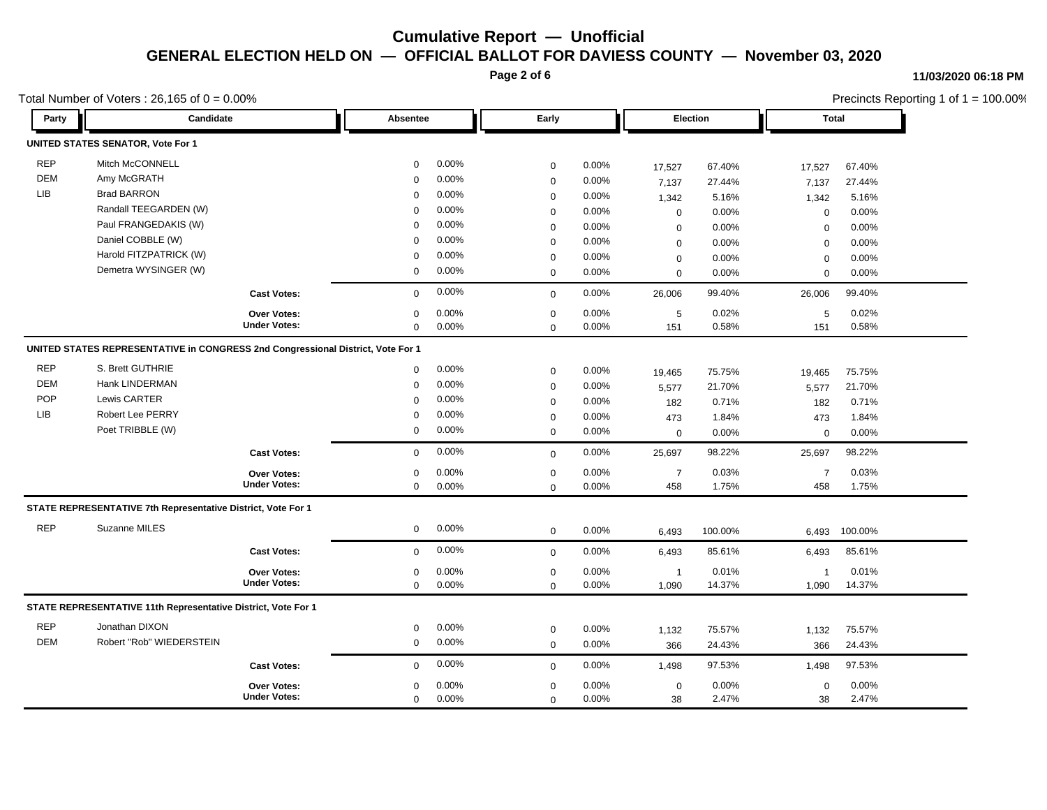# Cumulative Report — Unofficial

## GENERAL ELECTION HELD ON — OFFICIAL BALLOT FOR DAVIESS COUNTY — November 03, 2020

11/03/2020 06:18 PM

Total Number of Voters : 26,165 of 0 = 0.00%

Precincts Reporting 1 of 1 = 100.00%

| Party | Candidate | Absentee | | Early | | Election | | Total | |
|---|---|---|---|---|---|---|---|---|---|
| **UNITED STATES SENATOR, Vote For 1** | | | | | | | | | |
| REP | Mitch McCONNELL | 0 | 0.00% | 0 | 0.00% | 17,527 | 67.40% | 17,527 | 67.40% |
| DEM | Amy McGRATH | 0 | 0.00% | 0 | 0.00% | 7,137 | 27.44% | 7,137 | 27.44% |
| LIB | Brad BARRON | 0 | 0.00% | 0 | 0.00% | 1,342 | 5.16% | 1,342 | 5.16% |
| | Randall TEEGARDEN (W) | 0 | 0.00% | 0 | 0.00% | 0 | 0.00% | 0 | 0.00% |
| | Paul FRANGEDAKIS (W) | 0 | 0.00% | 0 | 0.00% | 0 | 0.00% | 0 | 0.00% |
| | Daniel COBBLE (W) | 0 | 0.00% | 0 | 0.00% | 0 | 0.00% | 0 | 0.00% |
| | Harold FITZPATRICK (W) | 0 | 0.00% | 0 | 0.00% | 0 | 0.00% | 0 | 0.00% |
| | Demetra WYSINGER (W) | 0 | 0.00% | 0 | 0.00% | 0 | 0.00% | 0 | 0.00% |
| | **Cast Votes:** | 0 | 0.00% | 0 | 0.00% | 26,006 | 99.40% | 26,006 | 99.40% |
| | **Over Votes:** | 0 | 0.00% | 0 | 0.00% | 5 | 0.02% | 5 | 0.02% |
| | **Under Votes:** | 0 | 0.00% | 0 | 0.00% | 151 | 0.58% | 151 | 0.58% |
| **UNITED STATES REPRESENTATIVE in CONGRESS 2nd Congressional District, Vote For 1** | | | | | | | | | |
| REP | S. Brett GUTHRIE | 0 | 0.00% | 0 | 0.00% | 19,465 | 75.75% | 19,465 | 75.75% |
| DEM | Hank LINDERMAN | 0 | 0.00% | 0 | 0.00% | 5,577 | 21.70% | 5,577 | 21.70% |
| POP | Lewis CARTER | 0 | 0.00% | 0 | 0.00% | 182 | 0.71% | 182 | 0.71% |
| LIB | Robert Lee PERRY | 0 | 0.00% | 0 | 0.00% | 473 | 1.84% | 473 | 1.84% |
| | Poet TRIBBLE (W) | 0 | 0.00% | 0 | 0.00% | 0 | 0.00% | 0 | 0.00% |
| | **Cast Votes:** | 0 | 0.00% | 0 | 0.00% | 25,697 | 98.22% | 25,697 | 98.22% |
| | **Over Votes:** | 0 | 0.00% | 0 | 0.00% | 7 | 0.03% | 7 | 0.03% |
| | **Under Votes:** | 0 | 0.00% | 0 | 0.00% | 458 | 1.75% | 458 | 1.75% |
| **STATE REPRESENTATIVE 7th Representative District, Vote For 1** | | | | | | | | | |
| REP | Suzanne MILES | 0 | 0.00% | 0 | 0.00% | 6,493 | 100.00% | 6,493 | 100.00% |
| | **Cast Votes:** | 0 | 0.00% | 0 | 0.00% | 6,493 | 85.61% | 6,493 | 85.61% |
| | **Over Votes:** | 0 | 0.00% | 0 | 0.00% | 1 | 0.01% | 1 | 0.01% |
| | **Under Votes:** | 0 | 0.00% | 0 | 0.00% | 1,090 | 14.37% | 1,090 | 14.37% |
| **STATE REPRESENTATIVE 11th Representative District, Vote For 1** | | | | | | | | | |
| REP | Jonathan DIXON | 0 | 0.00% | 0 | 0.00% | 1,132 | 75.57% | 1,132 | 75.57% |
| DEM | Robert "Rob" WIEDERSTEIN | 0 | 0.00% | 0 | 0.00% | 366 | 24.43% | 366 | 24.43% |
| | **Cast Votes:** | 0 | 0.00% | 0 | 0.00% | 1,498 | 97.53% | 1,498 | 97.53% |
| | **Over Votes:** | 0 | 0.00% | 0 | 0.00% | 0 | 0.00% | 0 | 0.00% |
| | **Under Votes:** | 0 | 0.00% | 0 | 0.00% | 38 | 2.47% | 38 | 2.47% |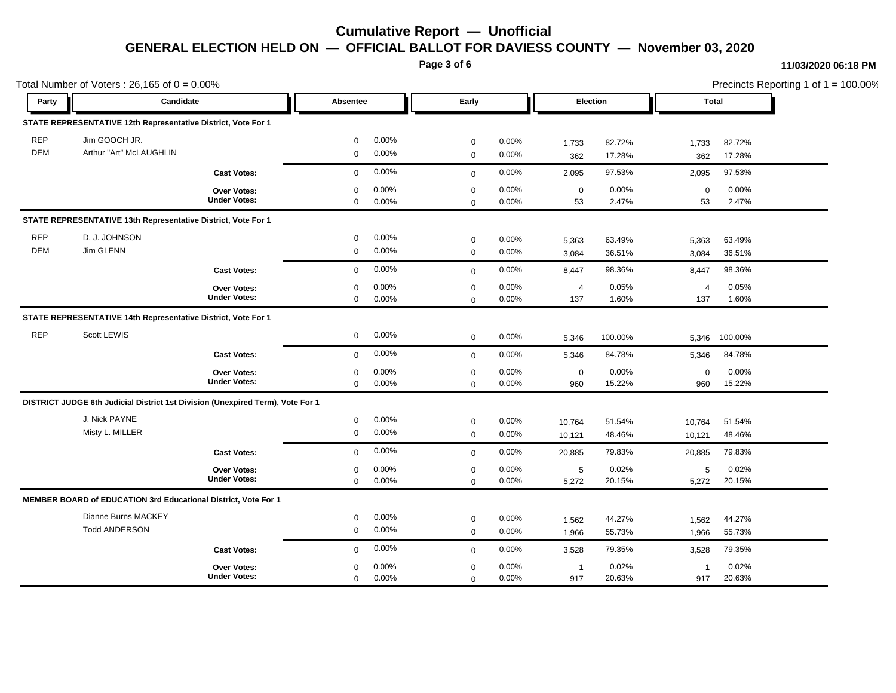# Cumulative Report — Unofficial

## GENERAL ELECTION HELD ON — OFFICIAL BALLOT FOR DAVIESS COUNTY — November 03, 2020

11/03/2020 06:18 PM

Total Number of Voters : 26,165 of 0 = 0.00%

Precincts Reporting 1 of 1 = 100.00%

| Party | Candidate | Absentee | | Early | | Election | | Total | |
|---|---|---|---|---|---|---|---|---|---|
| **STATE REPRESENTATIVE 12th Representative District, Vote For 1** | | | | | | | | | |
| REP | Jim GOOCH JR. | 0 | 0.00% | 0 | 0.00% | 1,733 | 82.72% | 1,733 | 82.72% |
| DEM | Arthur "Art" McLAUGHLIN | 0 | 0.00% | 0 | 0.00% | 362 | 17.28% | 362 | 17.28% |
| | **Cast Votes:** | 0 | 0.00% | 0 | 0.00% | 2,095 | 97.53% | 2,095 | 97.53% |
| | **Over Votes:** | 0 | 0.00% | 0 | 0.00% | 0 | 0.00% | 0 | 0.00% |
| | **Under Votes:** | 0 | 0.00% | 0 | 0.00% | 53 | 2.47% | 53 | 2.47% |
| **STATE REPRESENTATIVE 13th Representative District, Vote For 1** | | | | | | | | | |
| REP | D. J. JOHNSON | 0 | 0.00% | 0 | 0.00% | 5,363 | 63.49% | 5,363 | 63.49% |
| DEM | Jim GLENN | 0 | 0.00% | 0 | 0.00% | 3,084 | 36.51% | 3,084 | 36.51% |
| | **Cast Votes:** | 0 | 0.00% | 0 | 0.00% | 8,447 | 98.36% | 8,447 | 98.36% |
| | **Over Votes:** | 0 | 0.00% | 0 | 0.00% | 4 | 0.05% | 4 | 0.05% |
| | **Under Votes:** | 0 | 0.00% | 0 | 0.00% | 137 | 1.60% | 137 | 1.60% |
| **STATE REPRESENTATIVE 14th Representative District, Vote For 1** | | | | | | | | | |
| REP | Scott LEWIS | 0 | 0.00% | 0 | 0.00% | 5,346 | 100.00% | 5,346 | 100.00% |
| | **Cast Votes:** | 0 | 0.00% | 0 | 0.00% | 5,346 | 84.78% | 5,346 | 84.78% |
| | **Over Votes:** | 0 | 0.00% | 0 | 0.00% | 0 | 0.00% | 0 | 0.00% |
| | **Under Votes:** | 0 | 0.00% | 0 | 0.00% | 960 | 15.22% | 960 | 15.22% |
| **DISTRICT JUDGE 6th Judicial District 1st Division (Unexpired Term), Vote For 1** | | | | | | | | | |
| | J. Nick PAYNE | 0 | 0.00% | 0 | 0.00% | 10,764 | 51.54% | 10,764 | 51.54% |
| | Misty L. MILLER | 0 | 0.00% | 0 | 0.00% | 10,121 | 48.46% | 10,121 | 48.46% |
| | **Cast Votes:** | 0 | 0.00% | 0 | 0.00% | 20,885 | 79.83% | 20,885 | 79.83% |
| | **Over Votes:** | 0 | 0.00% | 0 | 0.00% | 5 | 0.02% | 5 | 0.02% |
| | **Under Votes:** | 0 | 0.00% | 0 | 0.00% | 5,272 | 20.15% | 5,272 | 20.15% |
| **MEMBER BOARD of EDUCATION 3rd Educational District, Vote For 1** | | | | | | | | | |
| | Dianne Burns MACKEY | 0 | 0.00% | 0 | 0.00% | 1,562 | 44.27% | 1,562 | 44.27% |
| | Todd ANDERSON | 0 | 0.00% | 0 | 0.00% | 1,966 | 55.73% | 1,966 | 55.73% |
| | **Cast Votes:** | 0 | 0.00% | 0 | 0.00% | 3,528 | 79.35% | 3,528 | 79.35% |
| | **Over Votes:** | 0 | 0.00% | 0 | 0.00% | 1 | 0.02% | 1 | 0.02% |
| | **Under Votes:** | 0 | 0.00% | 0 | 0.00% | 917 | 20.63% | 917 | 20.63% |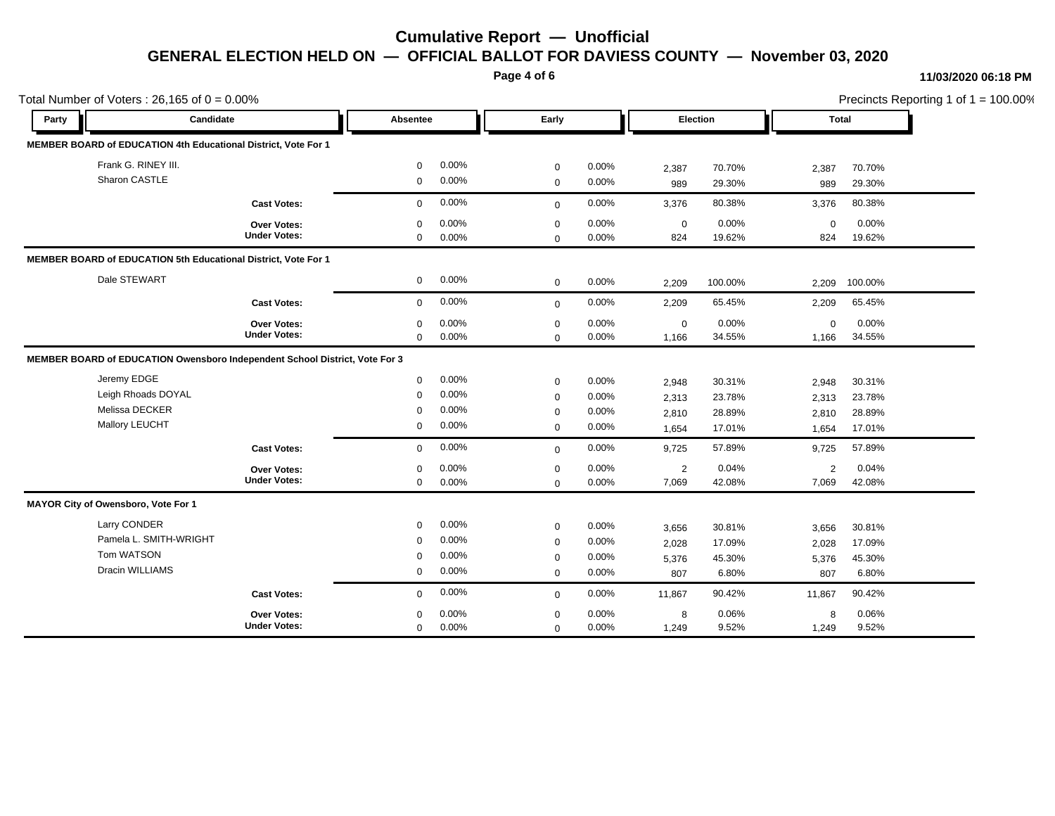# Cumulative Report — Unofficial

## GENERAL ELECTION HELD ON — OFFICIAL BALLOT FOR DAVIESS COUNTY — November 03, 2020

11/03/2020 06:18 PM

Total Number of Voters : 26,165 of 0 = 0.00%

Precincts Reporting 1 of 1 = 100.00%

| Party | Candidate | Absentee | | Early | | Election | | Total | |
|---|---|---|---|---|---|---|---|---|---|
| **MEMBER BOARD of EDUCATION 4th Educational District, Vote For 1** | | | | | | | | | |
| | Frank G. RINEY III. | 0 | 0.00% | 0 | 0.00% | 2,387 | 70.70% | 2,387 | 70.70% |
| | Sharon CASTLE | 0 | 0.00% | 0 | 0.00% | 989 | 29.30% | 989 | 29.30% |
| | **Cast Votes:** | 0 | 0.00% | 0 | 0.00% | 3,376 | 80.38% | 3,376 | 80.38% |
| | **Over Votes:** | 0 | 0.00% | 0 | 0.00% | 0 | 0.00% | 0 | 0.00% |
| | **Under Votes:** | 0 | 0.00% | 0 | 0.00% | 824 | 19.62% | 824 | 19.62% |
| **MEMBER BOARD of EDUCATION 5th Educational District, Vote For 1** | | | | | | | | | |
| | Dale STEWART | 0 | 0.00% | 0 | 0.00% | 2,209 | 100.00% | 2,209 | 100.00% |
| | **Cast Votes:** | 0 | 0.00% | 0 | 0.00% | 2,209 | 65.45% | 2,209 | 65.45% |
| | **Over Votes:** | 0 | 0.00% | 0 | 0.00% | 0 | 0.00% | 0 | 0.00% |
| | **Under Votes:** | 0 | 0.00% | 0 | 0.00% | 1,166 | 34.55% | 1,166 | 34.55% |
| **MEMBER BOARD of EDUCATION Owensboro Independent School District, Vote For 3** | | | | | | | | | |
| | Jeremy EDGE | 0 | 0.00% | 0 | 0.00% | 2,948 | 30.31% | 2,948 | 30.31% |
| | Leigh Rhoads DOYAL | 0 | 0.00% | 0 | 0.00% | 2,313 | 23.78% | 2,313 | 23.78% |
| | Melissa DECKER | 0 | 0.00% | 0 | 0.00% | 2,810 | 28.89% | 2,810 | 28.89% |
| | Mallory LEUCHT | 0 | 0.00% | 0 | 0.00% | 1,654 | 17.01% | 1,654 | 17.01% |
| | **Cast Votes:** | 0 | 0.00% | 0 | 0.00% | 9,725 | 57.89% | 9,725 | 57.89% |
| | **Over Votes:** | 0 | 0.00% | 0 | 0.00% | 2 | 0.04% | 2 | 0.04% |
| | **Under Votes:** | 0 | 0.00% | 0 | 0.00% | 7,069 | 42.08% | 7,069 | 42.08% |
| **MAYOR City of Owensboro, Vote For 1** | | | | | | | | | |
| | Larry CONDER | 0 | 0.00% | 0 | 0.00% | 3,656 | 30.81% | 3,656 | 30.81% |
| | Pamela L. SMITH-WRIGHT | 0 | 0.00% | 0 | 0.00% | 2,028 | 17.09% | 2,028 | 17.09% |
| | Tom WATSON | 0 | 0.00% | 0 | 0.00% | 5,376 | 45.30% | 5,376 | 45.30% |
| | Dracin WILLIAMS | 0 | 0.00% | 0 | 0.00% | 807 | 6.80% | 807 | 6.80% |
| | **Cast Votes:** | 0 | 0.00% | 0 | 0.00% | 11,867 | 90.42% | 11,867 | 90.42% |
| | **Over Votes:** | 0 | 0.00% | 0 | 0.00% | 8 | 0.06% | 8 | 0.06% |
| | **Under Votes:** | 0 | 0.00% | 0 | 0.00% | 1,249 | 9.52% | 1,249 | 9.52% |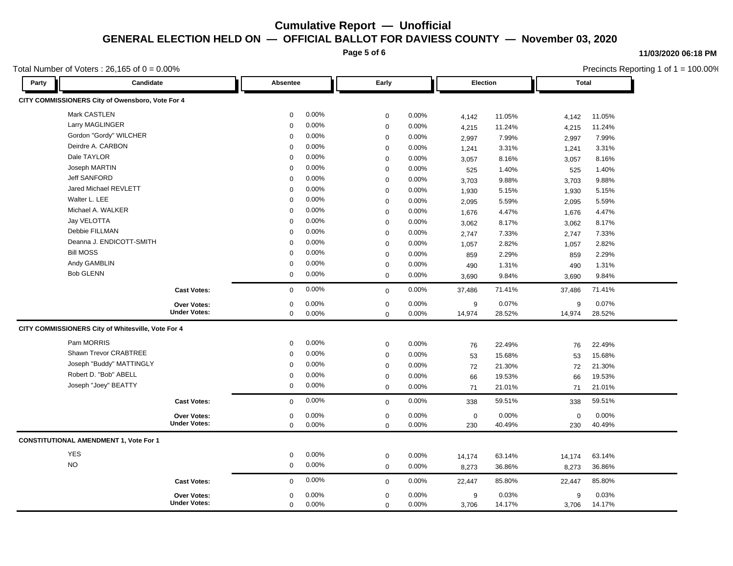# Cumulative Report — Unofficial

## GENERAL ELECTION HELD ON — OFFICIAL BALLOT FOR DAVIESS COUNTY — November 03, 2020

11/03/2020 06:18 PM

Total Number of Voters : 26,165 of 0 = 0.00%

Precincts Reporting 1 of 1 = 100.00%

| Party | Candidate | Absentee | | Early | | Election | | Total | |
|---|---|---|---|---|---|---|---|---|---|
| **CITY COMMISSIONERS City of Owensboro, Vote For 4** | | | | | | | | | |
| | Mark CASTLEN | 0 | 0.00% | 0 | 0.00% | 4,142 | 11.05% | 4,142 | 11.05% |
| | Larry MAGLINGER | 0 | 0.00% | 0 | 0.00% | 4,215 | 11.24% | 4,215 | 11.24% |
| | Gordon "Gordy" WILCHER | 0 | 0.00% | 0 | 0.00% | 2,997 | 7.99% | 2,997 | 7.99% |
| | Deirdre A. CARBON | 0 | 0.00% | 0 | 0.00% | 1,241 | 3.31% | 1,241 | 3.31% |
| | Dale TAYLOR | 0 | 0.00% | 0 | 0.00% | 3,057 | 8.16% | 3,057 | 8.16% |
| | Joseph MARTIN | 0 | 0.00% | 0 | 0.00% | 525 | 1.40% | 525 | 1.40% |
| | Jeff SANFORD | 0 | 0.00% | 0 | 0.00% | 3,703 | 9.88% | 3,703 | 9.88% |
| | Jared Michael REVLETT | 0 | 0.00% | 0 | 0.00% | 1,930 | 5.15% | 1,930 | 5.15% |
| | Walter L. LEE | 0 | 0.00% | 0 | 0.00% | 2,095 | 5.59% | 2,095 | 5.59% |
| | Michael A. WALKER | 0 | 0.00% | 0 | 0.00% | 1,676 | 4.47% | 1,676 | 4.47% |
| | Jay VELOTTA | 0 | 0.00% | 0 | 0.00% | 3,062 | 8.17% | 3,062 | 8.17% |
| | Debbie FILLMAN | 0 | 0.00% | 0 | 0.00% | 2,747 | 7.33% | 2,747 | 7.33% |
| | Deanna J. ENDICOTT-SMITH | 0 | 0.00% | 0 | 0.00% | 1,057 | 2.82% | 1,057 | 2.82% |
| | Bill MOSS | 0 | 0.00% | 0 | 0.00% | 859 | 2.29% | 859 | 2.29% |
| | Andy GAMBLIN | 0 | 0.00% | 0 | 0.00% | 490 | 1.31% | 490 | 1.31% |
| | Bob GLENN | 0 | 0.00% | 0 | 0.00% | 3,690 | 9.84% | 3,690 | 9.84% |
| | **Cast Votes:** | 0 | 0.00% | 0 | 0.00% | 37,486 | 71.41% | 37,486 | 71.41% |
| | **Over Votes:** | 0 | 0.00% | 0 | 0.00% | 9 | 0.07% | 9 | 0.07% |
| | **Under Votes:** | 0 | 0.00% | 0 | 0.00% | 14,974 | 28.52% | 14,974 | 28.52% |
| **CITY COMMISSIONERS City of Whitesville, Vote For 4** | | | | | | | | | |
| | Pam MORRIS | 0 | 0.00% | 0 | 0.00% | 76 | 22.49% | 76 | 22.49% |
| | Shawn Trevor CRABTREE | 0 | 0.00% | 0 | 0.00% | 53 | 15.68% | 53 | 15.68% |
| | Joseph "Buddy" MATTINGLY | 0 | 0.00% | 0 | 0.00% | 72 | 21.30% | 72 | 21.30% |
| | Robert D. "Bob" ABELL | 0 | 0.00% | 0 | 0.00% | 66 | 19.53% | 66 | 19.53% |
| | Joseph "Joey" BEATTY | 0 | 0.00% | 0 | 0.00% | 71 | 21.01% | 71 | 21.01% |
| | **Cast Votes:** | 0 | 0.00% | 0 | 0.00% | 338 | 59.51% | 338 | 59.51% |
| | **Over Votes:** | 0 | 0.00% | 0 | 0.00% | 0 | 0.00% | 0 | 0.00% |
| | **Under Votes:** | 0 | 0.00% | 0 | 0.00% | 230 | 40.49% | 230 | 40.49% |
| **CONSTITUTIONAL AMENDMENT 1, Vote For 1** | | | | | | | | | |
| | YES | 0 | 0.00% | 0 | 0.00% | 14,174 | 63.14% | 14,174 | 63.14% |
| | NO | 0 | 0.00% | 0 | 0.00% | 8,273 | 36.86% | 8,273 | 36.86% |
| | **Cast Votes:** | 0 | 0.00% | 0 | 0.00% | 22,447 | 85.80% | 22,447 | 85.80% |
| | **Over Votes:** | 0 | 0.00% | 0 | 0.00% | 9 | 0.03% | 9 | 0.03% |
| | **Under Votes:** | 0 | 0.00% | 0 | 0.00% | 3,706 | 14.17% | 3,706 | 14.17% |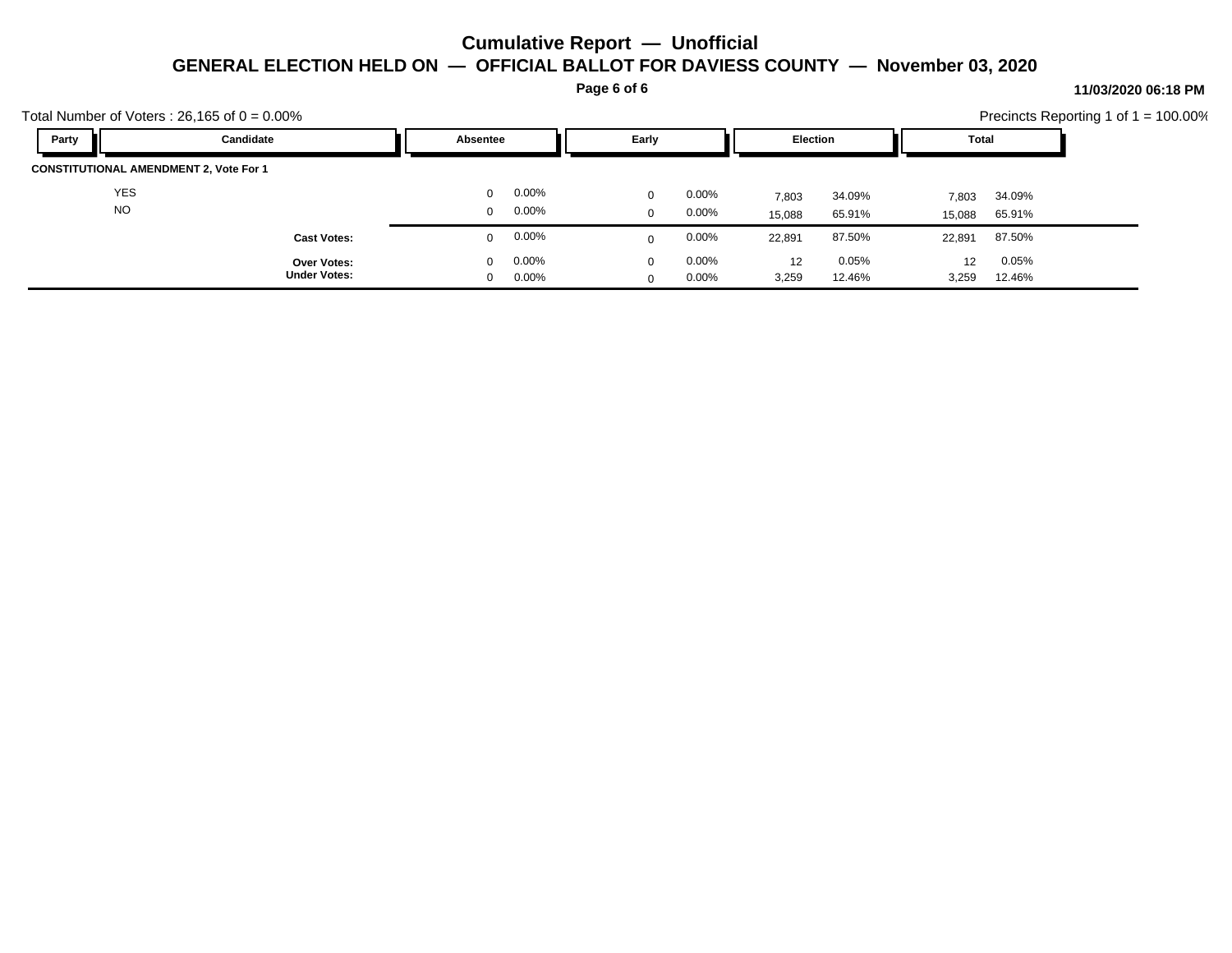# Cumulative Report — Unofficial

## GENERAL ELECTION HELD ON — OFFICIAL BALLOT FOR DAVIESS COUNTY — November 03, 2020

**11/03/2020 06:18 PM**

Total Number of Voters : 26,165 of 0 = 0.00%

Precincts Reporting 1 of 1 = 100.00%

| Party | Candidate | Absentee | | Early | | Election | | Total | |
|---|---|---|---|---|---|---|---|---|---|
| **CONSTITUTIONAL AMENDMENT 2, Vote For 1** | | | | | | | | | |
| | YES | 0 | 0.00% | 0 | 0.00% | 7,803 | 34.09% | 7,803 | 34.09% |
| | NO | 0 | 0.00% | 0 | 0.00% | 15,088 | 65.91% | 15,088 | 65.91% |
| | **Cast Votes:** | 0 | 0.00% | 0 | 0.00% | 22,891 | 87.50% | 22,891 | 87.50% |
| | **Over Votes:** | 0 | 0.00% | 0 | 0.00% | 12 | 0.05% | 12 | 0.05% |
| | **Under Votes:** | 0 | 0.00% | 0 | 0.00% | 3,259 | 12.46% | 3,259 | 12.46% |